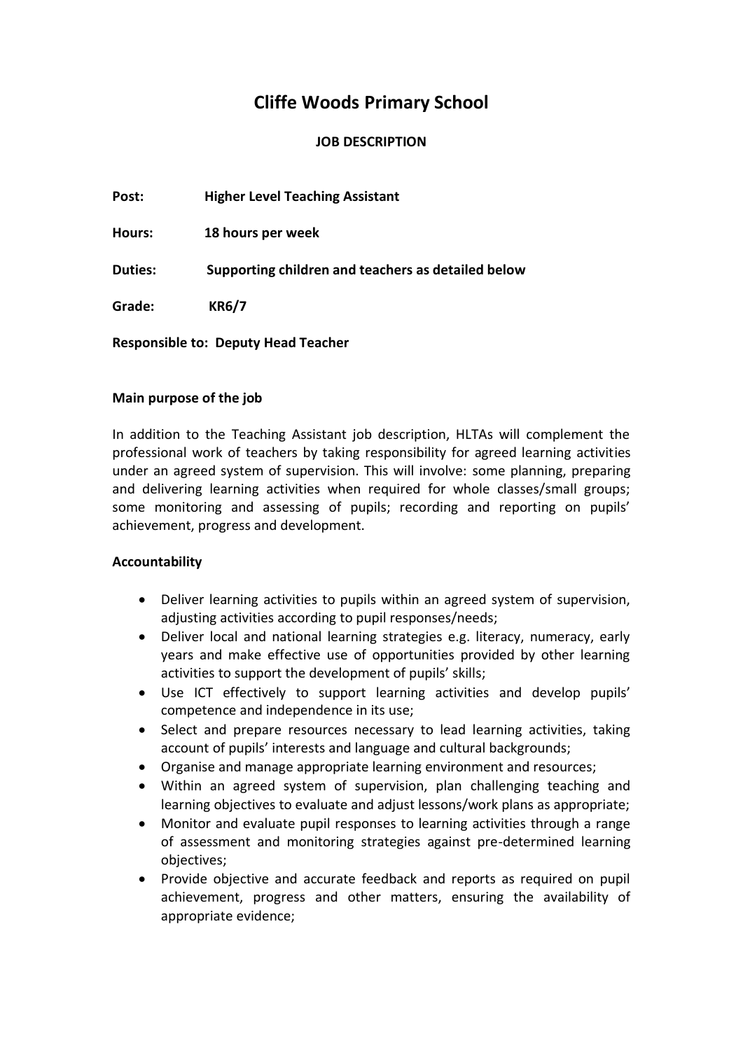# Cliffe Woods Primary School

## JOB DESCRIPTION

**Post:** **Higher Level Teaching Assistant**

**Hours:** **18 hours per week**

**Duties:** **Supporting children and teachers as detailed below**

**Grade:** **KR6/7**

**Responsible to: Deputy Head Teacher**

### Main purpose of the job

In addition to the Teaching Assistant job description, HLTAs will complement the professional work of teachers by taking responsibility for agreed learning activities under an agreed system of supervision. This will involve: some planning, preparing and delivering learning activities when required for whole classes/small groups; some monitoring and assessing of pupils; recording and reporting on pupils' achievement, progress and development.

### Accountability

- Deliver learning activities to pupils within an agreed system of supervision, adjusting activities according to pupil responses/needs;
- Deliver local and national learning strategies e.g. literacy, numeracy, early years and make effective use of opportunities provided by other learning activities to support the development of pupils' skills;
- Use ICT effectively to support learning activities and develop pupils' competence and independence in its use;
- Select and prepare resources necessary to lead learning activities, taking account of pupils' interests and language and cultural backgrounds;
- Organise and manage appropriate learning environment and resources;
- Within an agreed system of supervision, plan challenging teaching and learning objectives to evaluate and adjust lessons/work plans as appropriate;
- Monitor and evaluate pupil responses to learning activities through a range of assessment and monitoring strategies against pre-determined learning objectives;
- Provide objective and accurate feedback and reports as required on pupil achievement, progress and other matters, ensuring the availability of appropriate evidence;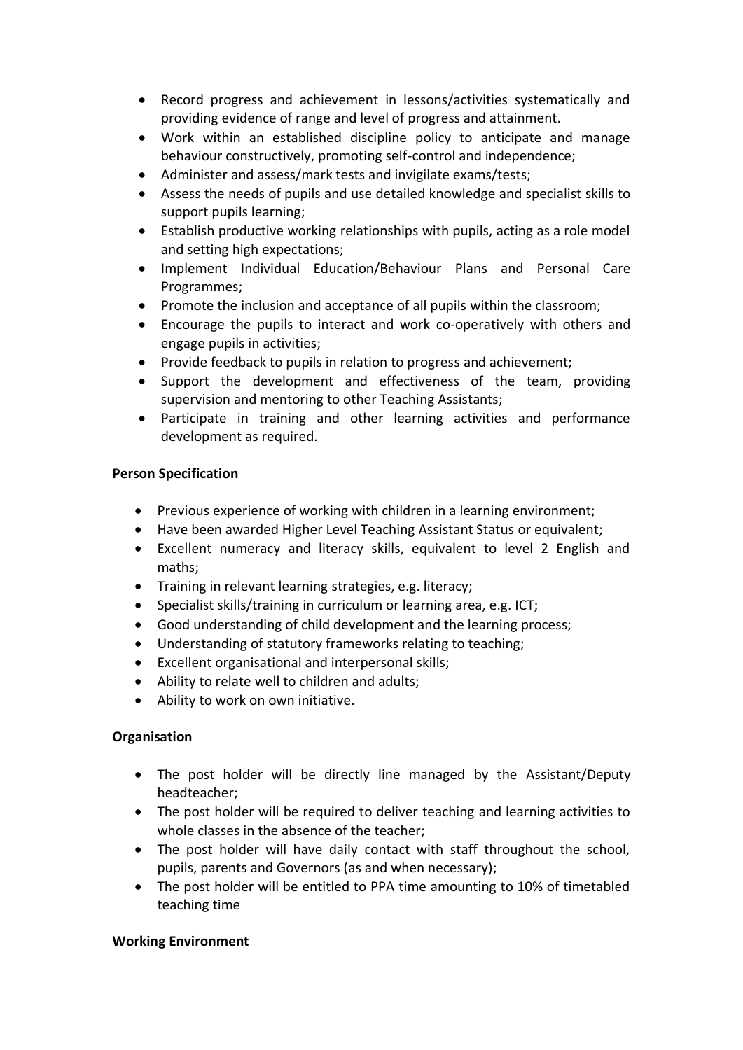- Record progress and achievement in lessons/activities systematically and providing evidence of range and level of progress and attainment.
- Work within an established discipline policy to anticipate and manage behaviour constructively, promoting self-control and independence;
- Administer and assess/mark tests and invigilate exams/tests;
- Assess the needs of pupils and use detailed knowledge and specialist skills to support pupils learning;
- Establish productive working relationships with pupils, acting as a role model and setting high expectations;
- Implement Individual Education/Behaviour Plans and Personal Care Programmes;
- Promote the inclusion and acceptance of all pupils within the classroom;
- Encourage the pupils to interact and work co-operatively with others and engage pupils in activities;
- Provide feedback to pupils in relation to progress and achievement;
- Support the development and effectiveness of the team, providing supervision and mentoring to other Teaching Assistants;
- Participate in training and other learning activities and performance development as required.

**Person Specification**

- Previous experience of working with children in a learning environment;
- Have been awarded Higher Level Teaching Assistant Status or equivalent;
- Excellent numeracy and literacy skills, equivalent to level 2 English and maths;
- Training in relevant learning strategies, e.g. literacy;
- Specialist skills/training in curriculum or learning area, e.g. ICT;
- Good understanding of child development and the learning process;
- Understanding of statutory frameworks relating to teaching;
- Excellent organisational and interpersonal skills;
- Ability to relate well to children and adults;
- Ability to work on own initiative.

**Organisation**

- The post holder will be directly line managed by the Assistant/Deputy headteacher;
- The post holder will be required to deliver teaching and learning activities to whole classes in the absence of the teacher;
- The post holder will have daily contact with staff throughout the school, pupils, parents and Governors (as and when necessary);
- The post holder will be entitled to PPA time amounting to 10% of timetabled teaching time

**Working Environment**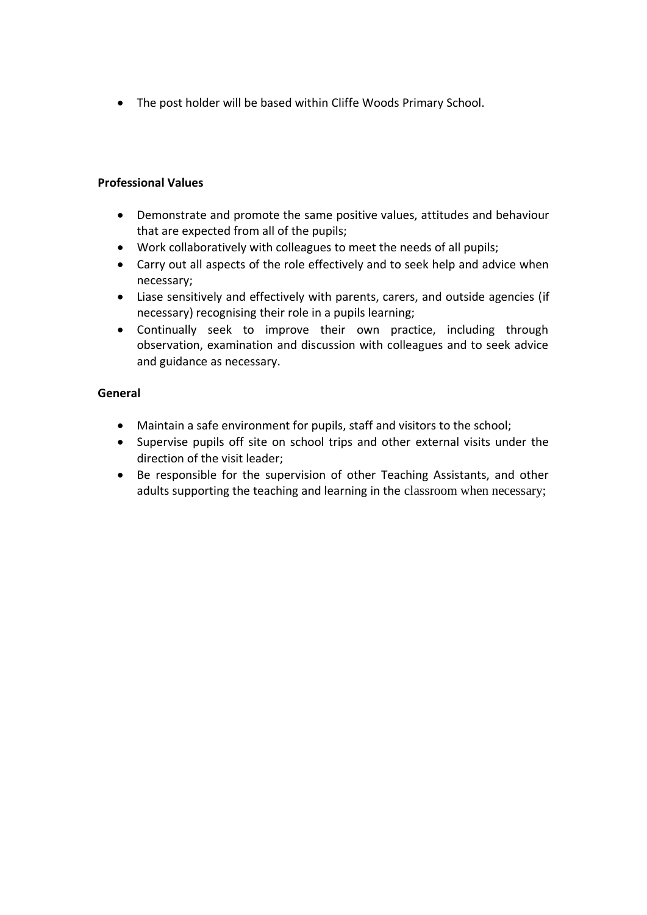- The post holder will be based within Cliffe Woods Primary School.

**Professional Values**

- Demonstrate and promote the same positive values, attitudes and behaviour that are expected from all of the pupils;
- Work collaboratively with colleagues to meet the needs of all pupils;
- Carry out all aspects of the role effectively and to seek help and advice when necessary;
- Liase sensitively and effectively with parents, carers, and outside agencies (if necessary) recognising their role in a pupils learning;
- Continually seek to improve their own practice, including through observation, examination and discussion with colleagues and to seek advice and guidance as necessary.

**General**

- Maintain a safe environment for pupils, staff and visitors to the school;
- Supervise pupils off site on school trips and other external visits under the direction of the visit leader;
- Be responsible for the supervision of other Teaching Assistants, and other adults supporting the teaching and learning in the classroom when necessary;